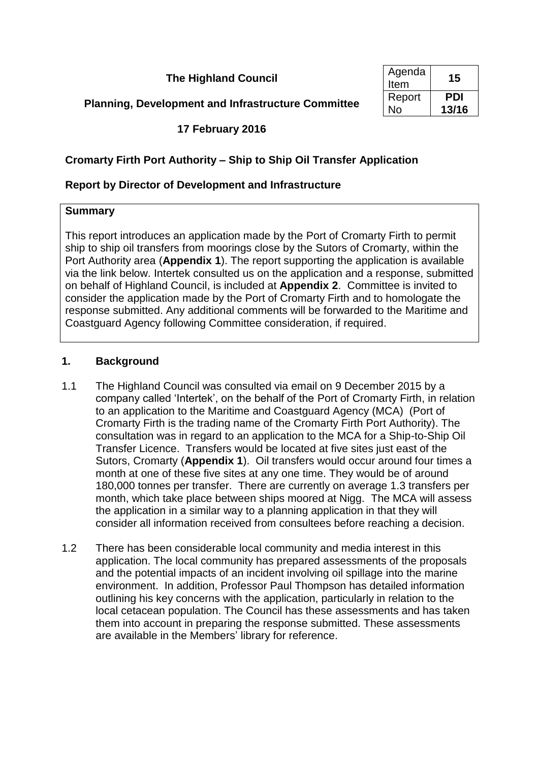**The Highland Council**

| Agenda Item | 15 |
| --- | --- |
| Report No | PDI 13/16 |

**Planning, Development and Infrastructure Committee**

**17 February 2016**

## Cromarty Firth Port Authority – Ship to Ship Oil Transfer Application

## Report by Director of Development and Infrastructure

**Summary**

This report introduces an application made by the Port of Cromarty Firth to permit ship to ship oil transfers from moorings close by the Sutors of Cromarty, within the Port Authority area (**Appendix 1**). The report supporting the application is available via the link below. Intertek consulted us on the application and a response, submitted on behalf of Highland Council, is included at **Appendix 2**. Committee is invited to consider the application made by the Port of Cromarty Firth and to homologate the response submitted. Any additional comments will be forwarded to the Maritime and Coastguard Agency following Committee consideration, if required.

### 1. Background

1.1 The Highland Council was consulted via email on 9 December 2015 by a company called 'Intertek', on the behalf of the Port of Cromarty Firth, in relation to an application to the Maritime and Coastguard Agency (MCA) (Port of Cromarty Firth is the trading name of the Cromarty Firth Port Authority). The consultation was in regard to an application to the MCA for a Ship-to-Ship Oil Transfer Licence. Transfers would be located at five sites just east of the Sutors, Cromarty (**Appendix 1**). Oil transfers would occur around four times a month at one of these five sites at any one time. They would be of around 180,000 tonnes per transfer. There are currently on average 1.3 transfers per month, which take place between ships moored at Nigg. The MCA will assess the application in a similar way to a planning application in that they will consider all information received from consultees before reaching a decision.

1.2 There has been considerable local community and media interest in this application. The local community has prepared assessments of the proposals and the potential impacts of an incident involving oil spillage into the marine environment. In addition, Professor Paul Thompson has detailed information outlining his key concerns with the application, particularly in relation to the local cetacean population. The Council has these assessments and has taken them into account in preparing the response submitted. These assessments are available in the Members' library for reference.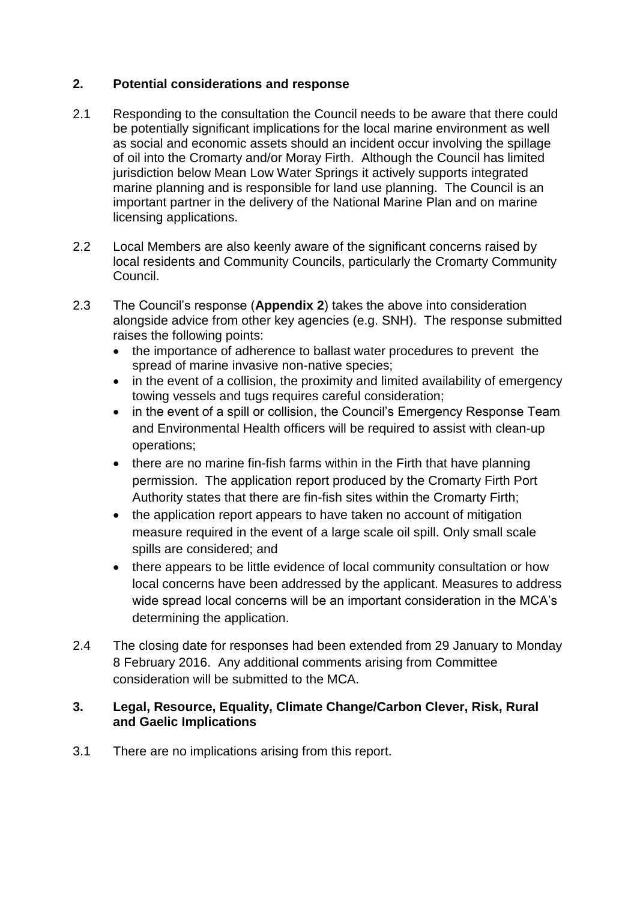## 2. Potential considerations and response

2.1 Responding to the consultation the Council needs to be aware that there could be potentially significant implications for the local marine environment as well as social and economic assets should an incident occur involving the spillage of oil into the Cromarty and/or Moray Firth. Although the Council has limited jurisdiction below Mean Low Water Springs it actively supports integrated marine planning and is responsible for land use planning. The Council is an important partner in the delivery of the National Marine Plan and on marine licensing applications.

2.2 Local Members are also keenly aware of the significant concerns raised by local residents and Community Councils, particularly the Cromarty Community Council.

2.3 The Council's response (**Appendix 2**) takes the above into consideration alongside advice from other key agencies (e.g. SNH). The response submitted raises the following points:

- the importance of adherence to ballast water procedures to prevent the spread of marine invasive non-native species;
- in the event of a collision, the proximity and limited availability of emergency towing vessels and tugs requires careful consideration;
- in the event of a spill or collision, the Council's Emergency Response Team and Environmental Health officers will be required to assist with clean-up operations;
- there are no marine fin-fish farms within in the Firth that have planning permission. The application report produced by the Cromarty Firth Port Authority states that there are fin-fish sites within the Cromarty Firth;
- the application report appears to have taken no account of mitigation measure required in the event of a large scale oil spill. Only small scale spills are considered; and
- there appears to be little evidence of local community consultation or how local concerns have been addressed by the applicant. Measures to address wide spread local concerns will be an important consideration in the MCA's determining the application.

2.4 The closing date for responses had been extended from 29 January to Monday 8 February 2016. Any additional comments arising from Committee consideration will be submitted to the MCA.

## 3. Legal, Resource, Equality, Climate Change/Carbon Clever, Risk, Rural and Gaelic Implications

3.1 There are no implications arising from this report.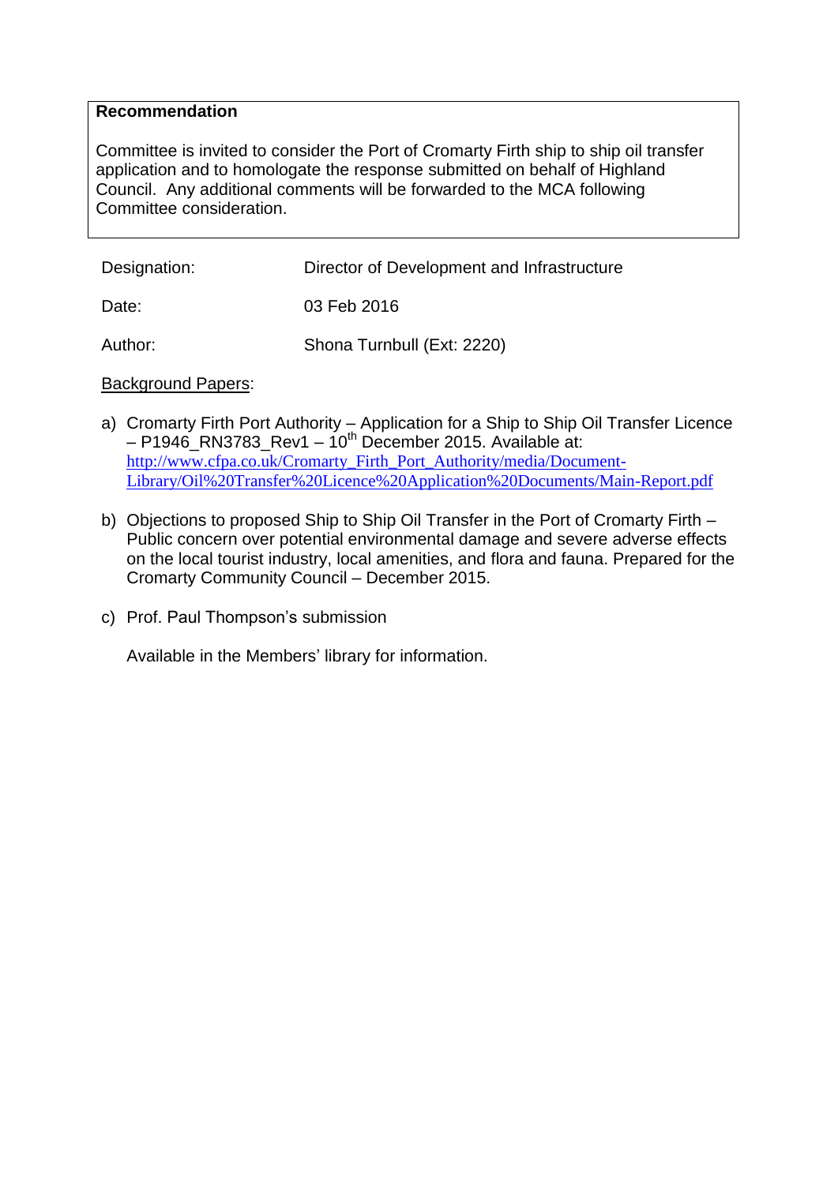**Recommendation**

Committee is invited to consider the Port of Cromarty Firth ship to ship oil transfer application and to homologate the response submitted on behalf of Highland Council. Any additional comments will be forwarded to the MCA following Committee consideration.

| | |
|---|---|
| Designation: | Director of Development and Infrastructure |
| Date: | 03 Feb 2016 |
| Author: | Shona Turnbull (Ext: 2220) |

Background Papers:

a) Cromarty Firth Port Authority – Application for a Ship to Ship Oil Transfer Licence – P1946_RN3783_Rev1 – 10th December 2015. Available at: http://www.cfpa.co.uk/Cromarty_Firth_Port_Authority/media/Document-Library/Oil%20Transfer%20Licence%20Application%20Documents/Main-Report.pdf

b) Objections to proposed Ship to Ship Oil Transfer in the Port of Cromarty Firth – Public concern over potential environmental damage and severe adverse effects on the local tourist industry, local amenities, and flora and fauna. Prepared for the Cromarty Community Council – December 2015.

c) Prof. Paul Thompson's submission

Available in the Members' library for information.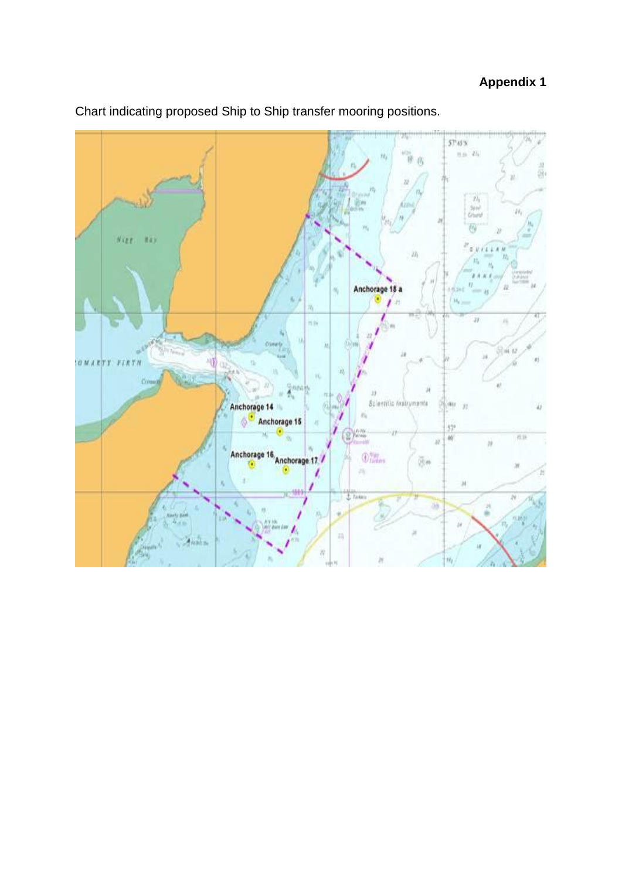**Appendix 1**

Chart indicating proposed Ship to Ship transfer mooring positions.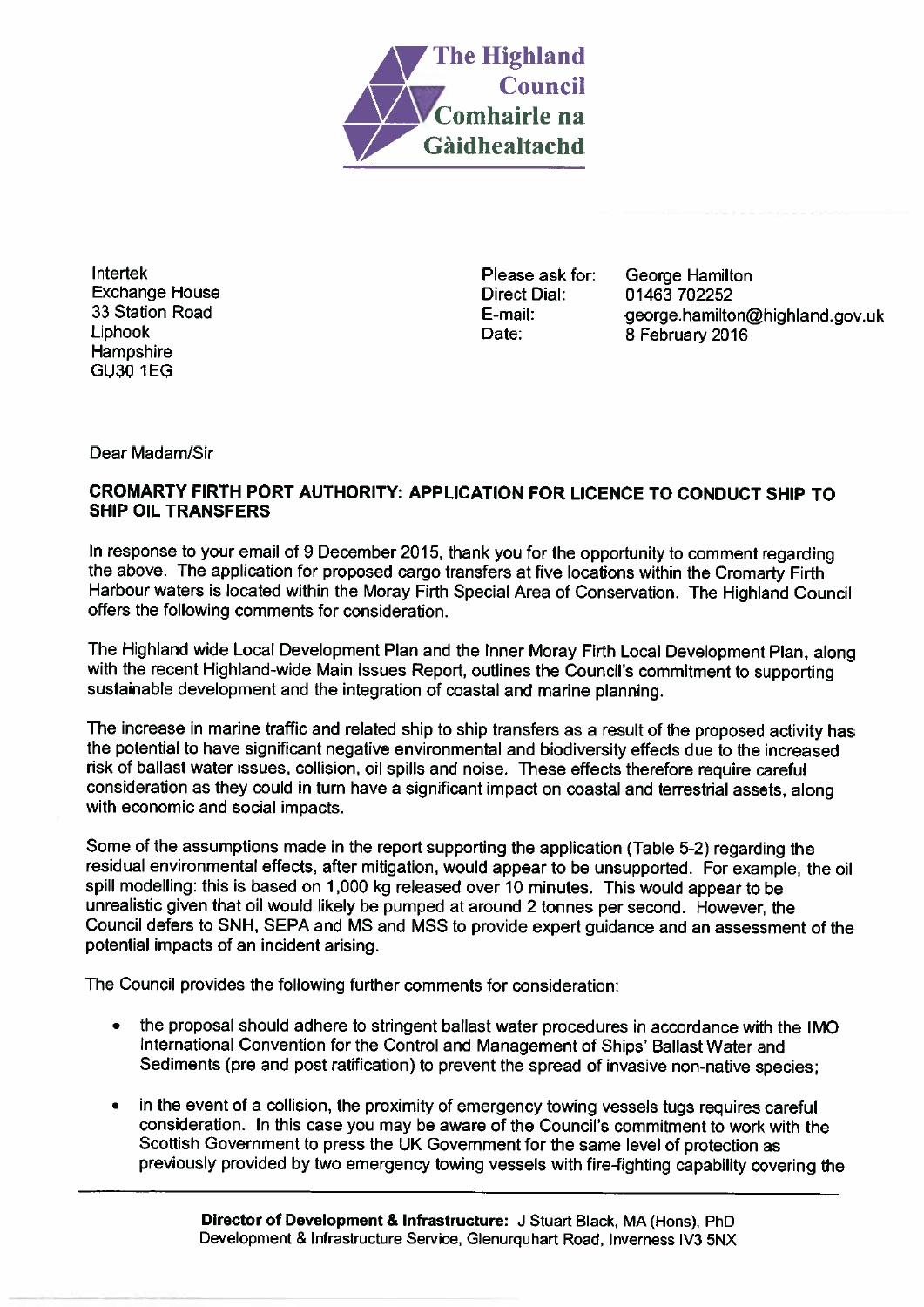The Highland Council
Comhairle na Gàidhealtachd

Intertek
Exchange House
33 Station Road
Liphook
Hampshire
GU30 1EG

Please ask for: George Hamilton
Direct Dial: 01463 702252
E-mail: george.hamilton@highland.gov.uk
Date: 8 February 2016

Dear Madam/Sir

**CROMARTY FIRTH PORT AUTHORITY: APPLICATION FOR LICENCE TO CONDUCT SHIP TO SHIP OIL TRANSFERS**

In response to your email of 9 December 2015, thank you for the opportunity to comment regarding the above. The application for proposed cargo transfers at five locations within the Cromarty Firth Harbour waters is located within the Moray Firth Special Area of Conservation. The Highland Council offers the following comments for consideration.

The Highland wide Local Development Plan and the Inner Moray Firth Local Development Plan, along with the recent Highland-wide Main Issues Report, outlines the Council's commitment to supporting sustainable development and the integration of coastal and marine planning.

The increase in marine traffic and related ship to ship transfers as a result of the proposed activity has the potential to have significant negative environmental and biodiversity effects due to the increased risk of ballast water issues, collision, oil spills and noise. These effects therefore require careful consideration as they could in turn have a significant impact on coastal and terrestrial assets, along with economic and social impacts.

Some of the assumptions made in the report supporting the application (Table 5-2) regarding the residual environmental effects, after mitigation, would appear to be unsupported. For example, the oil spill modelling: this is based on 1,000 kg released over 10 minutes. This would appear to be unrealistic given that oil would likely be pumped at around 2 tonnes per second. However, the Council defers to SNH, SEPA and MS and MSS to provide expert guidance and an assessment of the potential impacts of an incident arising.

The Council provides the following further comments for consideration:

- the proposal should adhere to stringent ballast water procedures in accordance with the IMO International Convention for the Control and Management of Ships' Ballast Water and Sediments (pre and post ratification) to prevent the spread of invasive non-native species;
- in the event of a collision, the proximity of emergency towing vessels tugs requires careful consideration. In this case you may be aware of the Council's commitment to work with the Scottish Government to press the UK Government for the same level of protection as previously provided by two emergency towing vessels with fire-fighting capability covering the

**Director of Development & Infrastructure:** J Stuart Black, MA (Hons), PhD
Development & Infrastructure Service, Glenurquhart Road, Inverness IV3 5NX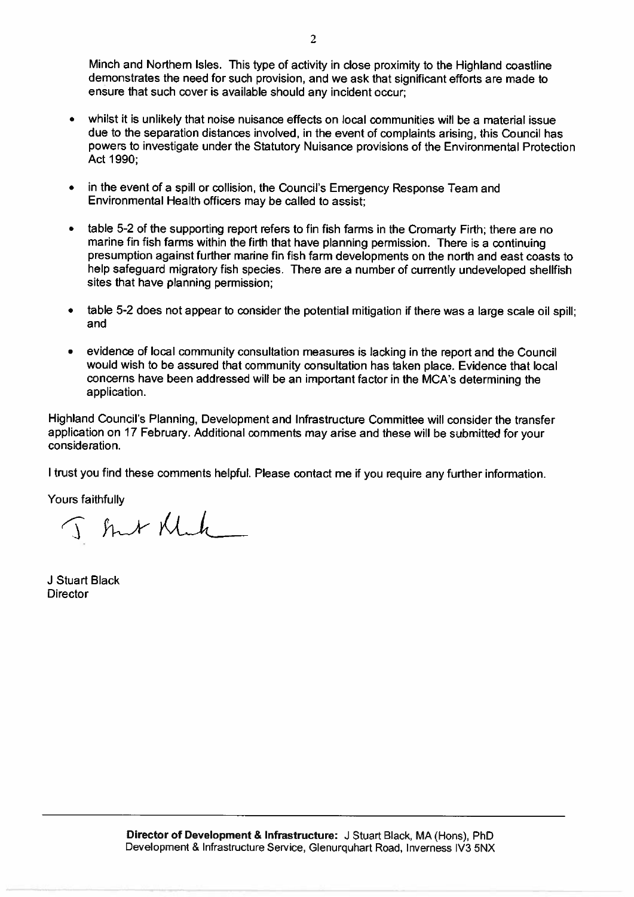Minch and Northern Isles. This type of activity in close proximity to the Highland coastline demonstrates the need for such provision, and we ask that significant efforts are made to ensure that such cover is available should any incident occur;

- whilst it is unlikely that noise nuisance effects on local communities will be a material issue due to the separation distances involved, in the event of complaints arising, this Council has powers to investigate under the Statutory Nuisance provisions of the Environmental Protection Act 1990;

- in the event of a spill or collision, the Council's Emergency Response Team and Environmental Health officers may be called to assist;

- table 5-2 of the supporting report refers to fin fish farms in the Cromarty Firth; there are no marine fin fish farms within the firth that have planning permission. There is a continuing presumption against further marine fin fish farm developments on the north and east coasts to help safeguard migratory fish species. There are a number of currently undeveloped shellfish sites that have planning permission;

- table 5-2 does not appear to consider the potential mitigation if there was a large scale oil spill; and

- evidence of local community consultation measures is lacking in the report and the Council would wish to be assured that community consultation has taken place. Evidence that local concerns have been addressed will be an important factor in the MCA's determining the application.

Highland Council's Planning, Development and Infrastructure Committee will consider the transfer application on 17 February. Additional comments may arise and these will be submitted for your consideration.

I trust you find these comments helpful. Please contact me if you require any further information.

Yours faithfully

J Stuart Black
Director

**Director of Development & Infrastructure:** J Stuart Black, MA (Hons), PhD
Development & Infrastructure Service, Glenurquhart Road, Inverness IV3 5NX